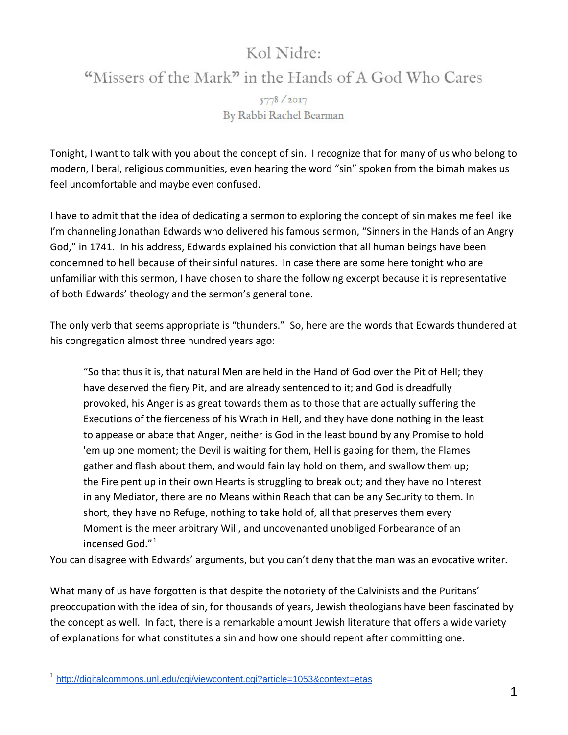# Kol Nidre:
# "Missers of the Mark" in the Hands of A God Who Cares

5778 / 2017

By Rabbi Rachel Bearman

Tonight, I want to talk with you about the concept of sin. I recognize that for many of us who belong to modern, liberal, religious communities, even hearing the word "sin" spoken from the bimah makes us feel uncomfortable and maybe even confused.

I have to admit that the idea of dedicating a sermon to exploring the concept of sin makes me feel like I'm channeling Jonathan Edwards who delivered his famous sermon, "Sinners in the Hands of an Angry God," in 1741. In his address, Edwards explained his conviction that all human beings have been condemned to hell because of their sinful natures. In case there are some here tonight who are unfamiliar with this sermon, I have chosen to share the following excerpt because it is representative of both Edwards' theology and the sermon's general tone.

The only verb that seems appropriate is "thunders." So, here are the words that Edwards thundered at his congregation almost three hundred years ago:

> "So that thus it is, that natural Men are held in the Hand of God over the Pit of Hell; they have deserved the fiery Pit, and are already sentenced to it; and God is dreadfully provoked, his Anger is as great towards them as to those that are actually suffering the Executions of the fierceness of his Wrath in Hell, and they have done nothing in the least to appease or abate that Anger, neither is God in the least bound by any Promise to hold 'em up one moment; the Devil is waiting for them, Hell is gaping for them, the Flames gather and flash about them, and would fain lay hold on them, and swallow them up; the Fire pent up in their own Hearts is struggling to break out; and they have no Interest in any Mediator, there are no Means within Reach that can be any Security to them. In short, they have no Refuge, nothing to take hold of, all that preserves them every Moment is the meer arbitrary Will, and uncovenanted unobliged Forbearance of an incensed God."[1]

You can disagree with Edwards' arguments, but you can't deny that the man was an evocative writer.

What many of us have forgotten is that despite the notoriety of the Calvinists and the Puritans' preoccupation with the idea of sin, for thousands of years, Jewish theologians have been fascinated by the concept as well. In fact, there is a remarkable amount Jewish literature that offers a wide variety of explanations for what constitutes a sin and how one should repent after committing one.

[1] http://digitalcommons.unl.edu/cgi/viewcontent.cgi?article=1053&context=etas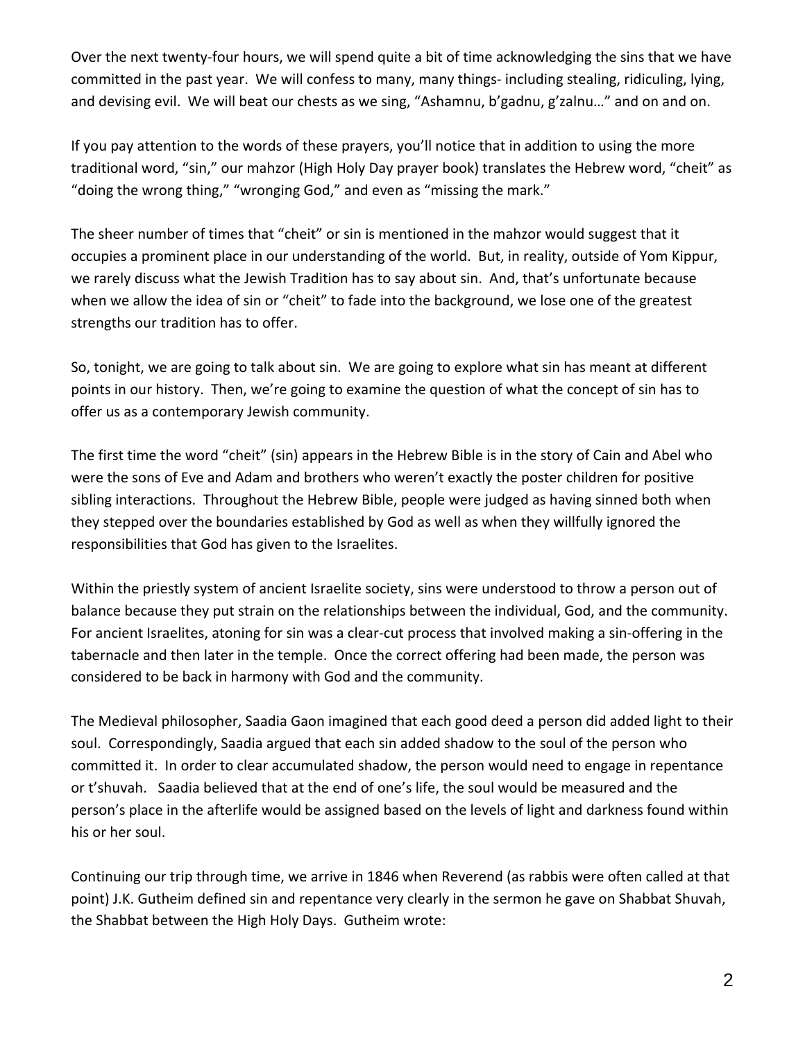Over the next twenty-four hours, we will spend quite a bit of time acknowledging the sins that we have committed in the past year. We will confess to many, many things- including stealing, ridiculing, lying, and devising evil. We will beat our chests as we sing, "Ashamnu, b'gadnu, g'zalnu…" and on and on.

If you pay attention to the words of these prayers, you'll notice that in addition to using the more traditional word, "sin," our mahzor (High Holy Day prayer book) translates the Hebrew word, "cheit" as "doing the wrong thing," "wronging God," and even as "missing the mark."

The sheer number of times that "cheit" or sin is mentioned in the mahzor would suggest that it occupies a prominent place in our understanding of the world. But, in reality, outside of Yom Kippur, we rarely discuss what the Jewish Tradition has to say about sin. And, that's unfortunate because when we allow the idea of sin or "cheit" to fade into the background, we lose one of the greatest strengths our tradition has to offer.

So, tonight, we are going to talk about sin. We are going to explore what sin has meant at different points in our history. Then, we're going to examine the question of what the concept of sin has to offer us as a contemporary Jewish community.

The first time the word "cheit" (sin) appears in the Hebrew Bible is in the story of Cain and Abel who were the sons of Eve and Adam and brothers who weren't exactly the poster children for positive sibling interactions. Throughout the Hebrew Bible, people were judged as having sinned both when they stepped over the boundaries established by God as well as when they willfully ignored the responsibilities that God has given to the Israelites.

Within the priestly system of ancient Israelite society, sins were understood to throw a person out of balance because they put strain on the relationships between the individual, God, and the community. For ancient Israelites, atoning for sin was a clear-cut process that involved making a sin-offering in the tabernacle and then later in the temple. Once the correct offering had been made, the person was considered to be back in harmony with God and the community.

The Medieval philosopher, Saadia Gaon imagined that each good deed a person did added light to their soul. Correspondingly, Saadia argued that each sin added shadow to the soul of the person who committed it. In order to clear accumulated shadow, the person would need to engage in repentance or t'shuvah. Saadia believed that at the end of one's life, the soul would be measured and the person's place in the afterlife would be assigned based on the levels of light and darkness found within his or her soul.

Continuing our trip through time, we arrive in 1846 when Reverend (as rabbis were often called at that point) J.K. Gutheim defined sin and repentance very clearly in the sermon he gave on Shabbat Shuvah, the Shabbat between the High Holy Days. Gutheim wrote: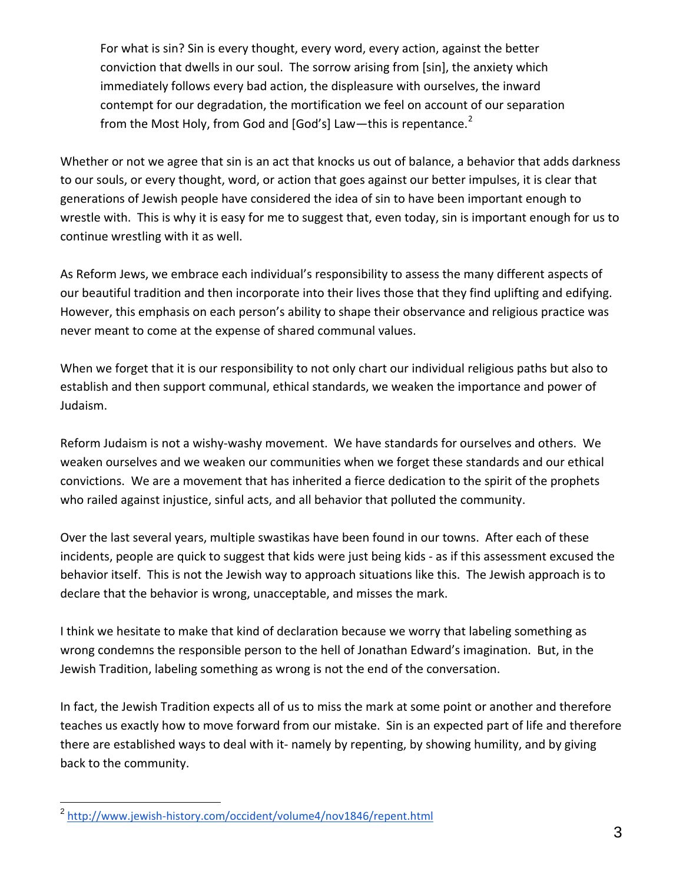> For what is sin? Sin is every thought, every word, every action, against the better conviction that dwells in our soul. The sorrow arising from [sin], the anxiety which immediately follows every bad action, the displeasure with ourselves, the inward contempt for our degradation, the mortification we feel on account of our separation from the Most Holy, from God and [God's] Law—this is repentance.[2]

Whether or not we agree that sin is an act that knocks us out of balance, a behavior that adds darkness to our souls, or every thought, word, or action that goes against our better impulses, it is clear that generations of Jewish people have considered the idea of sin to have been important enough to wrestle with. This is why it is easy for me to suggest that, even today, sin is important enough for us to continue wrestling with it as well.

As Reform Jews, we embrace each individual's responsibility to assess the many different aspects of our beautiful tradition and then incorporate into their lives those that they find uplifting and edifying. However, this emphasis on each person's ability to shape their observance and religious practice was never meant to come at the expense of shared communal values.

When we forget that it is our responsibility to not only chart our individual religious paths but also to establish and then support communal, ethical standards, we weaken the importance and power of Judaism.

Reform Judaism is not a wishy-washy movement. We have standards for ourselves and others. We weaken ourselves and we weaken our communities when we forget these standards and our ethical convictions. We are a movement that has inherited a fierce dedication to the spirit of the prophets who railed against injustice, sinful acts, and all behavior that polluted the community.

Over the last several years, multiple swastikas have been found in our towns. After each of these incidents, people are quick to suggest that kids were just being kids - as if this assessment excused the behavior itself. This is not the Jewish way to approach situations like this. The Jewish approach is to declare that the behavior is wrong, unacceptable, and misses the mark.

I think we hesitate to make that kind of declaration because we worry that labeling something as wrong condemns the responsible person to the hell of Jonathan Edward's imagination. But, in the Jewish Tradition, labeling something as wrong is not the end of the conversation.

In fact, the Jewish Tradition expects all of us to miss the mark at some point or another and therefore teaches us exactly how to move forward from our mistake. Sin is an expected part of life and therefore there are established ways to deal with it- namely by repenting, by showing humility, and by giving back to the community.

---

[2] http://www.jewish-history.com/occident/volume4/nov1846/repent.html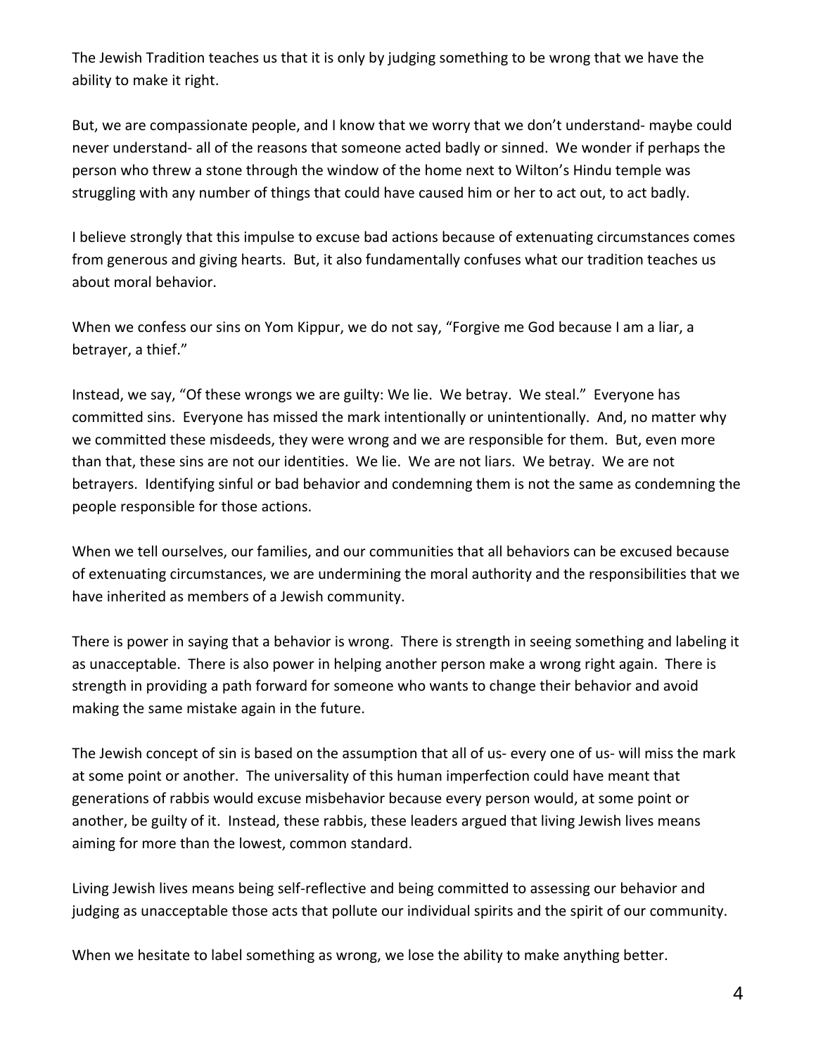The Jewish Tradition teaches us that it is only by judging something to be wrong that we have the ability to make it right.

But, we are compassionate people, and I know that we worry that we don't understand- maybe could never understand- all of the reasons that someone acted badly or sinned. We wonder if perhaps the person who threw a stone through the window of the home next to Wilton's Hindu temple was struggling with any number of things that could have caused him or her to act out, to act badly.

I believe strongly that this impulse to excuse bad actions because of extenuating circumstances comes from generous and giving hearts. But, it also fundamentally confuses what our tradition teaches us about moral behavior.

When we confess our sins on Yom Kippur, we do not say, "Forgive me God because I am a liar, a betrayer, a thief."

Instead, we say, "Of these wrongs we are guilty: We lie. We betray. We steal." Everyone has committed sins. Everyone has missed the mark intentionally or unintentionally. And, no matter why we committed these misdeeds, they were wrong and we are responsible for them. But, even more than that, these sins are not our identities. We lie. We are not liars. We betray. We are not betrayers. Identifying sinful or bad behavior and condemning them is not the same as condemning the people responsible for those actions.

When we tell ourselves, our families, and our communities that all behaviors can be excused because of extenuating circumstances, we are undermining the moral authority and the responsibilities that we have inherited as members of a Jewish community.

There is power in saying that a behavior is wrong. There is strength in seeing something and labeling it as unacceptable. There is also power in helping another person make a wrong right again. There is strength in providing a path forward for someone who wants to change their behavior and avoid making the same mistake again in the future.

The Jewish concept of sin is based on the assumption that all of us- every one of us- will miss the mark at some point or another. The universality of this human imperfection could have meant that generations of rabbis would excuse misbehavior because every person would, at some point or another, be guilty of it. Instead, these rabbis, these leaders argued that living Jewish lives means aiming for more than the lowest, common standard.

Living Jewish lives means being self-reflective and being committed to assessing our behavior and judging as unacceptable those acts that pollute our individual spirits and the spirit of our community.

When we hesitate to label something as wrong, we lose the ability to make anything better.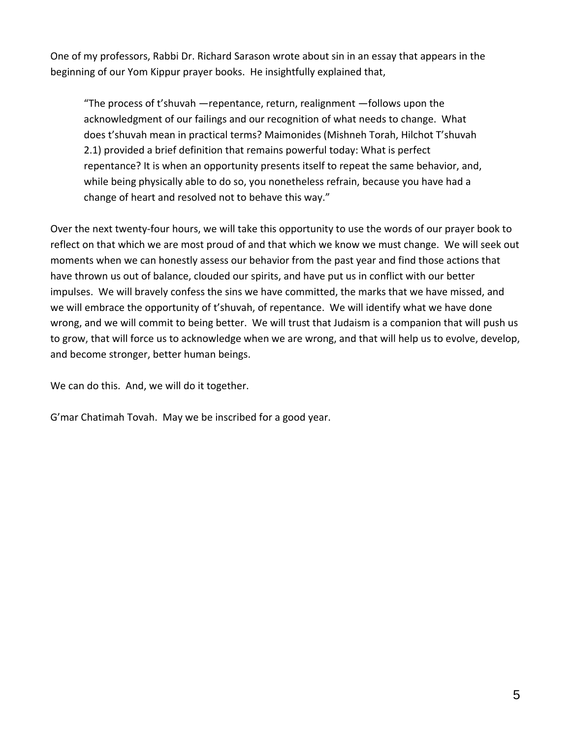One of my professors, Rabbi Dr. Richard Sarason wrote about sin in an essay that appears in the beginning of our Yom Kippur prayer books. He insightfully explained that,

> "The process of t'shuvah —repentance, return, realignment —follows upon the acknowledgment of our failings and our recognition of what needs to change. What does t'shuvah mean in practical terms? Maimonides (Mishneh Torah, Hilchot T'shuvah 2.1) provided a brief definition that remains powerful today: What is perfect repentance? It is when an opportunity presents itself to repeat the same behavior, and, while being physically able to do so, you nonetheless refrain, because you have had a change of heart and resolved not to behave this way."

Over the next twenty-four hours, we will take this opportunity to use the words of our prayer book to reflect on that which we are most proud of and that which we know we must change. We will seek out moments when we can honestly assess our behavior from the past year and find those actions that have thrown us out of balance, clouded our spirits, and have put us in conflict with our better impulses. We will bravely confess the sins we have committed, the marks that we have missed, and we will embrace the opportunity of t'shuvah, of repentance. We will identify what we have done wrong, and we will commit to being better. We will trust that Judaism is a companion that will push us to grow, that will force us to acknowledge when we are wrong, and that will help us to evolve, develop, and become stronger, better human beings.

We can do this. And, we will do it together.

G'mar Chatimah Tovah. May we be inscribed for a good year.